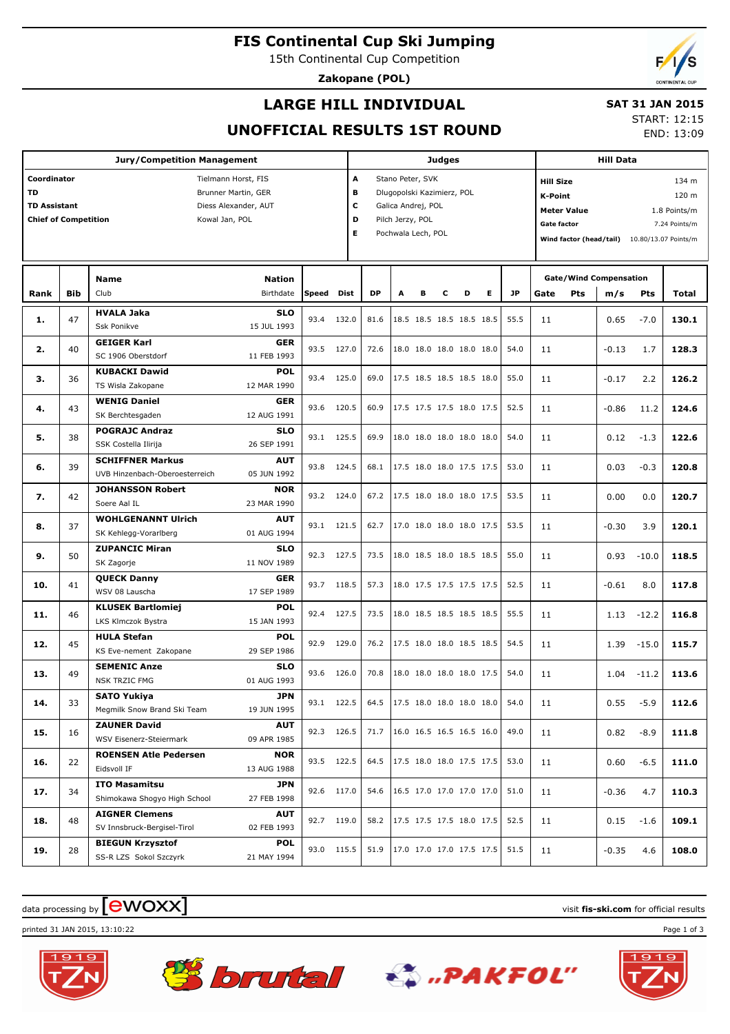# FIS Continental Cup Ski Jumping

15th Continental Cup Competition

**Zakopane (POL)**

## LARGE HILL INDIVIDUAL

## UNOFFICIAL RESULTS 1ST ROUND

**SAT 31 JAN 2015**

START: 12:15

END: 13:09

| Jury/Competition Management | | Judges | | Hill Data | |
|---|---|---|---|---|---|
| **Coordinator** | Tielmann Horst, FIS | **A** | Stano Peter, SVK | **Hill Size** | 134 m |
| **TD** | Brunner Martin, GER | **B** | Dlugopolski Kazimierz, POL | **K-Point** | 120 m |
| **TD Assistant** | Diess Alexander, AUT | **C** | Galica Andrej, POL | **Meter Value** | 1.8 Points/m |
| **Chief of Competition** | Kowal Jan, POL | **D** | Pilch Jerzy, POL | **Gate factor** | 7.24 Points/m |
| | | **E** | Pochwala Lech, POL | **Wind factor (head/tail)** | 10.80/13.07 Points/m |

| Rank | Bib | Name / Club | Nation / Birthdate | Speed | Dist | DP | A | B | C | D | E | JP | Gate | Gate Pts | Wind m/s | Wind Pts | Total |
|---|---|---|---|---|---|---|---|---|---|---|---|---|---|---|---|---|---|
| 1. | 47 | **HVALA Jaka** Ssk Ponikve | **SLO** 15 JUL 1993 | 93.4 | 132.0 | 81.6 | 18.5 | 18.5 | 18.5 | 18.5 | 18.5 | 55.5 | 11 | | 0.65 | -7.0 | **130.1** |
| 2. | 40 | **GEIGER Karl** SC 1906 Oberstdorf | **GER** 11 FEB 1993 | 93.5 | 127.0 | 72.6 | 18.0 | 18.0 | 18.0 | 18.0 | 18.0 | 54.0 | 11 | | -0.13 | 1.7 | **128.3** |
| 3. | 36 | **KUBACKI Dawid** TS Wisla Zakopane | **POL** 12 MAR 1990 | 93.4 | 125.0 | 69.0 | 17.5 | 18.5 | 18.5 | 18.5 | 18.0 | 55.0 | 11 | | -0.17 | 2.2 | **126.2** |
| 4. | 43 | **WENIG Daniel** SK Berchtesgaden | **GER** 12 AUG 1991 | 93.6 | 120.5 | 60.9 | 17.5 | 17.5 | 17.5 | 18.0 | 17.5 | 52.5 | 11 | | -0.86 | 11.2 | **124.6** |
| 5. | 38 | **POGRAJC Andraz** SSK Costella Ilirija | **SLO** 26 SEP 1991 | 93.1 | 125.5 | 69.9 | 18.0 | 18.0 | 18.0 | 18.0 | 18.0 | 54.0 | 11 | | 0.12 | -1.3 | **122.6** |
| 6. | 39 | **SCHIFFNER Markus** UVB Hinzenbach-Oberoesterreich | **AUT** 05 JUN 1992 | 93.8 | 124.5 | 68.1 | 17.5 | 18.0 | 18.0 | 17.5 | 17.5 | 53.0 | 11 | | 0.03 | -0.3 | **120.8** |
| 7. | 42 | **JOHANSSON Robert** Soere Aal IL | **NOR** 23 MAR 1990 | 93.2 | 124.0 | 67.2 | 17.5 | 18.0 | 18.0 | 18.0 | 17.5 | 53.5 | 11 | | 0.00 | 0.0 | **120.7** |
| 8. | 37 | **WOHLGENANNT Ulrich** SK Kehlegg-Vorarlberg | **AUT** 01 AUG 1994 | 93.1 | 121.5 | 62.7 | 17.0 | 18.0 | 18.0 | 18.0 | 17.5 | 53.5 | 11 | | -0.30 | 3.9 | **120.1** |
| 9. | 50 | **ZUPANCIC Miran** SK Zagorje | **SLO** 11 NOV 1989 | 92.3 | 127.5 | 73.5 | 18.0 | 18.5 | 18.0 | 18.5 | 18.5 | 55.0 | 11 | | 0.93 | -10.0 | **118.5** |
| 10. | 41 | **QUECK Danny** WSV 08 Lauscha | **GER** 17 SEP 1989 | 93.7 | 118.5 | 57.3 | 18.0 | 17.5 | 17.5 | 17.5 | 17.5 | 52.5 | 11 | | -0.61 | 8.0 | **117.8** |
| 11. | 46 | **KLUSEK Bartlomiej** LKS Klmczok Bystra | **POL** 15 JAN 1993 | 92.4 | 127.5 | 73.5 | 18.0 | 18.5 | 18.5 | 18.5 | 18.5 | 55.5 | 11 | | 1.13 | -12.2 | **116.8** |
| 12. | 45 | **HULA Stefan** KS Eve-nement Zakopane | **POL** 29 SEP 1986 | 92.9 | 129.0 | 76.2 | 17.5 | 18.0 | 18.0 | 18.5 | 18.5 | 54.5 | 11 | | 1.39 | -15.0 | **115.7** |
| 13. | 49 | **SEMENIC Anze** NSK TRZIC FMG | **SLO** 01 AUG 1993 | 93.6 | 126.0 | 70.8 | 18.0 | 18.0 | 18.0 | 18.0 | 17.5 | 54.0 | 11 | | 1.04 | -11.2 | **113.6** |
| 14. | 33 | **SATO Yukiya** Megmilk Snow Brand Ski Team | **JPN** 19 JUN 1995 | 93.1 | 122.5 | 64.5 | 17.5 | 18.0 | 18.0 | 18.0 | 18.0 | 54.0 | 11 | | 0.55 | -5.9 | **112.6** |
| 15. | 16 | **ZAUNER David** WSV Eisenerz-Steiermark | **AUT** 09 APR 1985 | 92.3 | 126.5 | 71.7 | 16.0 | 16.5 | 16.5 | 16.5 | 16.0 | 49.0 | 11 | | 0.82 | -8.9 | **111.8** |
| 16. | 22 | **ROENSEN Atle Pedersen** Eidsvoll IF | **NOR** 13 AUG 1988 | 93.5 | 122.5 | 64.5 | 17.5 | 18.0 | 18.0 | 17.5 | 17.5 | 53.0 | 11 | | 0.60 | -6.5 | **111.0** |
| 17. | 34 | **ITO Masamitsu** Shimokawa Shogyo High School | **JPN** 27 FEB 1998 | 92.6 | 117.0 | 54.6 | 16.5 | 17.0 | 17.0 | 17.0 | 17.0 | 51.0 | 11 | | -0.36 | 4.7 | **110.3** |
| 18. | 48 | **AIGNER Clemens** SV Innsbruck-Bergisel-Tirol | **AUT** 02 FEB 1993 | 92.7 | 119.0 | 58.2 | 17.5 | 17.5 | 17.5 | 18.0 | 17.5 | 52.5 | 11 | | 0.15 | -1.6 | **109.1** |
| 19. | 28 | **BIEGUN Krzysztof** SS-R LZS Sokol Szczyrk | **POL** 21 MAY 1994 | 93.0 | 115.5 | 51.9 | 17.0 | 17.0 | 17.0 | 17.5 | 17.5 | 51.5 | 11 | | -0.35 | 4.6 | **108.0** |

data processing by ewoxx — visit **fis-ski.com** for official results

printed 31 JAN 2015, 13:10:22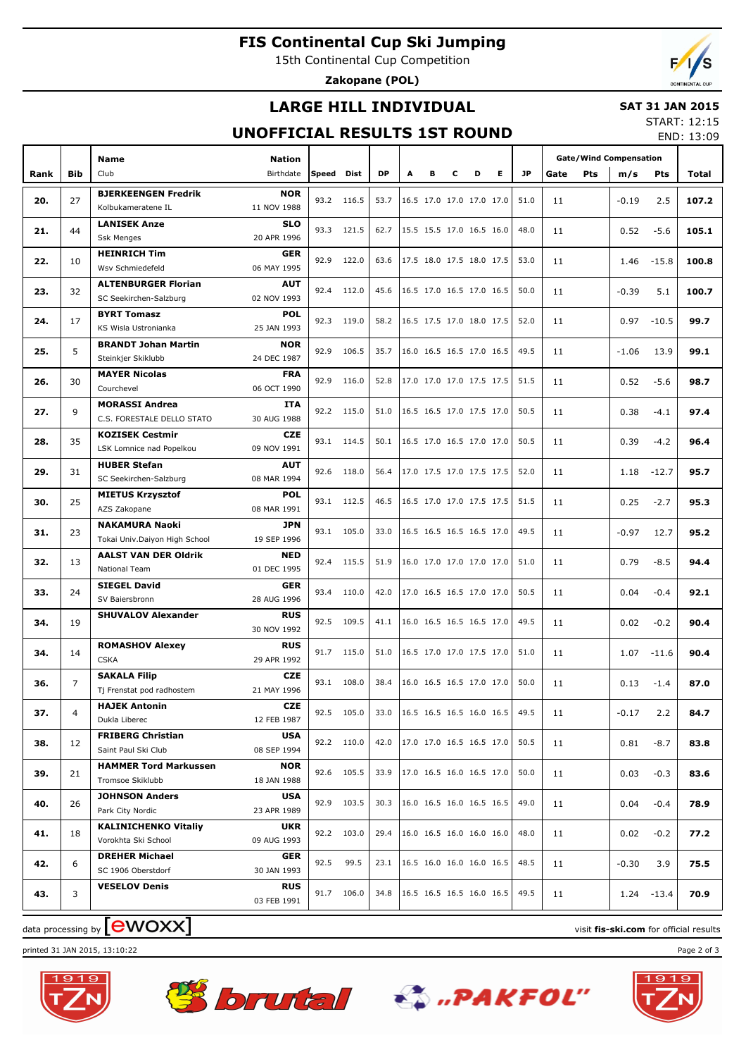# FIS Continental Cup Ski Jumping

15th Continental Cup Competition

**Zakopane (POL)**

## LARGE HILL INDIVIDUAL

**SAT 31 JAN 2015**

START: 12:15

END: 13:09

## UNOFFICIAL RESULTS 1ST ROUND

| Rank | Bib | Name / Club | Nation / Birthdate | Speed | Dist | DP | A | B | C | D | E | JP | Gate | Pts | m/s | Pts | Total |
|---|---|---|---|---|---|---|---|---|---|---|---|---|---|---|---|---|---|
| 20. | 27 | **BJERKEENGEN Fredrik** Kolbukameratene IL | **NOR** 11 NOV 1988 | 93.2 | 116.5 | 53.7 | 16.5 | 17.0 | 17.0 | 17.0 | 17.0 | 51.0 | 11 | | -0.19 | 2.5 | **107.2** |
| 21. | 44 | **LANISEK Anze** Ssk Menges | **SLO** 20 APR 1996 | 93.3 | 121.5 | 62.7 | 15.5 | 15.5 | 17.0 | 16.5 | 16.0 | 48.0 | 11 | | 0.52 | -5.6 | **105.1** |
| 22. | 10 | **HEINRICH Tim** Wsv Schmiedefeld | **GER** 06 MAY 1995 | 92.9 | 122.0 | 63.6 | 17.5 | 18.0 | 17.5 | 18.0 | 17.5 | 53.0 | 11 | | 1.46 | -15.8 | **100.8** |
| 23. | 32 | **ALTENBURGER Florian** SC Seekirchen-Salzburg | **AUT** 02 NOV 1993 | 92.4 | 112.0 | 45.6 | 16.5 | 17.0 | 16.5 | 17.0 | 16.5 | 50.0 | 11 | | -0.39 | 5.1 | **100.7** |
| 24. | 17 | **BYRT Tomasz** KS Wisla Ustronianka | **POL** 25 JAN 1993 | 92.3 | 119.0 | 58.2 | 16.5 | 17.5 | 17.0 | 18.0 | 17.5 | 52.0 | 11 | | 0.97 | -10.5 | **99.7** |
| 25. | 5 | **BRANDT Johan Martin** Steinkjer Skiklubb | **NOR** 24 DEC 1987 | 92.9 | 106.5 | 35.7 | 16.0 | 16.5 | 16.5 | 17.0 | 16.5 | 49.5 | 11 | | -1.06 | 13.9 | **99.1** |
| 26. | 30 | **MAYER Nicolas** Courchevel | **FRA** 06 OCT 1990 | 92.9 | 116.0 | 52.8 | 17.0 | 17.0 | 17.0 | 17.5 | 17.5 | 51.5 | 11 | | 0.52 | -5.6 | **98.7** |
| 27. | 9 | **MORASSI Andrea** C.S. FORESTALE DELLO STATO | **ITA** 30 AUG 1988 | 92.2 | 115.0 | 51.0 | 16.5 | 16.5 | 17.0 | 17.5 | 17.0 | 50.5 | 11 | | 0.38 | -4.1 | **97.4** |
| 28. | 35 | **KOZISEK Cestmir** LSK Lomnice nad Popelkou | **CZE** 09 NOV 1991 | 93.1 | 114.5 | 50.1 | 16.5 | 17.0 | 16.5 | 17.0 | 17.0 | 50.5 | 11 | | 0.39 | -4.2 | **96.4** |
| 29. | 31 | **HUBER Stefan** SC Seekirchen-Salzburg | **AUT** 08 MAR 1994 | 92.6 | 118.0 | 56.4 | 17.0 | 17.5 | 17.0 | 17.5 | 17.5 | 52.0 | 11 | | 1.18 | -12.7 | **95.7** |
| 30. | 25 | **MIETUS Krzysztof** AZS Zakopane | **POL** 08 MAR 1991 | 93.1 | 112.5 | 46.5 | 16.5 | 17.0 | 17.0 | 17.5 | 17.5 | 51.5 | 11 | | 0.25 | -2.7 | **95.3** |
| 31. | 23 | **NAKAMURA Naoki** Tokai Univ.Daiyon High School | **JPN** 19 SEP 1996 | 93.1 | 105.0 | 33.0 | 16.5 | 16.5 | 16.5 | 16.5 | 17.0 | 49.5 | 11 | | -0.97 | 12.7 | **95.2** |
| 32. | 13 | **AALST VAN DER Oldrik** National Team | **NED** 01 DEC 1995 | 92.4 | 115.5 | 51.9 | 16.0 | 17.0 | 17.0 | 17.0 | 17.0 | 51.0 | 11 | | 0.79 | -8.5 | **94.4** |
| 33. | 24 | **SIEGEL David** SV Baiersbronn | **GER** 28 AUG 1996 | 93.4 | 110.0 | 42.0 | 17.0 | 16.5 | 16.5 | 17.0 | 17.0 | 50.5 | 11 | | 0.04 | -0.4 | **92.1** |
| 34. | 19 | **SHUVALOV Alexander** | **RUS** 30 NOV 1992 | 92.5 | 109.5 | 41.1 | 16.0 | 16.5 | 16.5 | 16.5 | 17.0 | 49.5 | 11 | | 0.02 | -0.2 | **90.4** |
| 34. | 14 | **ROMASHOV Alexey** CSKA | **RUS** 29 APR 1992 | 91.7 | 115.0 | 51.0 | 16.5 | 17.0 | 17.0 | 17.5 | 17.0 | 51.0 | 11 | | 1.07 | -11.6 | **90.4** |
| 36. | 7 | **SAKALA Filip** Tj Frenstat pod radhostem | **CZE** 21 MAY 1996 | 93.1 | 108.0 | 38.4 | 16.0 | 16.5 | 16.5 | 17.0 | 17.0 | 50.0 | 11 | | 0.13 | -1.4 | **87.0** |
| 37. | 4 | **HAJEK Antonin** Dukla Liberec | **CZE** 12 FEB 1987 | 92.5 | 105.0 | 33.0 | 16.5 | 16.5 | 16.5 | 16.0 | 16.5 | 49.5 | 11 | | -0.17 | 2.2 | **84.7** |
| 38. | 12 | **FRIBERG Christian** Saint Paul Ski Club | **USA** 08 SEP 1994 | 92.2 | 110.0 | 42.0 | 17.0 | 17.0 | 16.5 | 16.5 | 17.0 | 50.5 | 11 | | 0.81 | -8.7 | **83.8** |
| 39. | 21 | **HAMMER Tord Markussen** Tromsoe Skiklubb | **NOR** 18 JAN 1988 | 92.6 | 105.5 | 33.9 | 17.0 | 16.5 | 16.0 | 16.5 | 17.0 | 50.0 | 11 | | 0.03 | -0.3 | **83.6** |
| 40. | 26 | **JOHNSON Anders** Park City Nordic | **USA** 23 APR 1989 | 92.9 | 103.5 | 30.3 | 16.0 | 16.5 | 16.0 | 16.5 | 16.5 | 49.0 | 11 | | 0.04 | -0.4 | **78.9** |
| 41. | 18 | **KALINICHENKO Vitaliy** Vorokhta Ski School | **UKR** 09 AUG 1993 | 92.2 | 103.0 | 29.4 | 16.0 | 16.5 | 16.0 | 16.0 | 16.0 | 48.0 | 11 | | 0.02 | -0.2 | **77.2** |
| 42. | 6 | **DREHER Michael** SC 1906 Oberstdorf | **GER** 30 JAN 1993 | 92.5 | 99.5 | 23.1 | 16.5 | 16.0 | 16.0 | 16.0 | 16.5 | 48.5 | 11 | | -0.30 | 3.9 | **75.5** |
| 43. | 3 | **VESELOV Denis** | **RUS** 03 FEB 1991 | 91.7 | 106.0 | 34.8 | 16.5 | 16.5 | 16.5 | 16.0 | 16.5 | 49.5 | 11 | | 1.24 | -13.4 | **70.9** |

data processing by ewoxx — visit **fis-ski.com** for official results

printed 31 JAN 2015, 13:10:22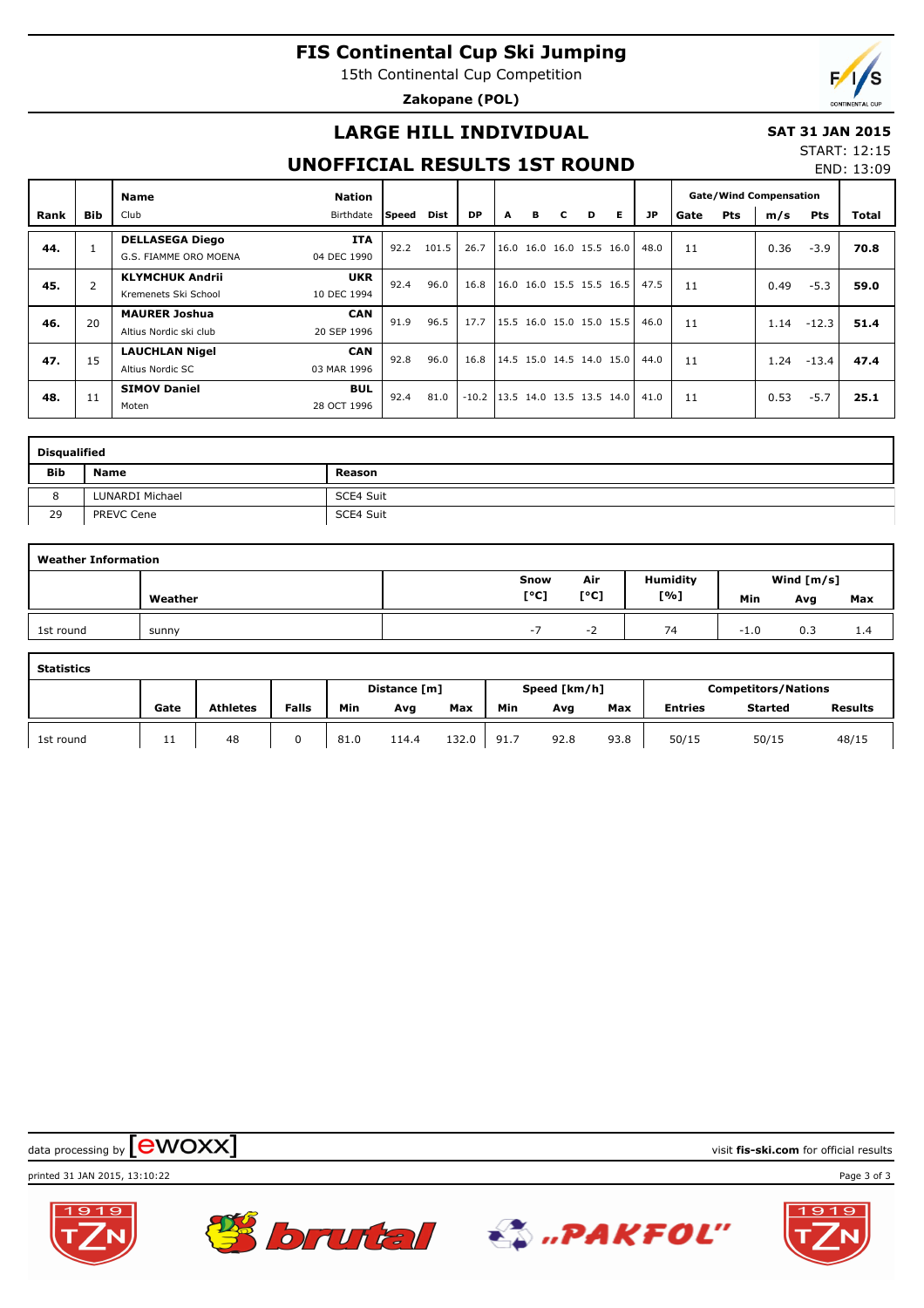# FIS Continental Cup Ski Jumping

15th Continental Cup Competition

**Zakopane (POL)**

## LARGE HILL INDIVIDUAL

**SAT 31 JAN 2015**

START: 12:15

END: 13:09

## UNOFFICIAL RESULTS 1ST ROUND

| Rank | Bib | Name / Club | Nation / Birthdate | Speed | Dist | DP | A | B | C | D | E | JP | Gate | Pts | m/s | Pts | Total |
|---|---|---|---|---|---|---|---|---|---|---|---|---|---|---|---|---|---|
| 44. | 1 | **DELLASEGA Diego** G.S. FIAMME ORO MOENA | **ITA** 04 DEC 1990 | 92.2 | 101.5 | 26.7 | 16.0 | 16.0 | 16.0 | 15.5 | 16.0 | 48.0 | 11 | | 0.36 | -3.9 | **70.8** |
| 45. | 2 | **KLYMCHUK Andrii** Kremenets Ski School | **UKR** 10 DEC 1994 | 92.4 | 96.0 | 16.8 | 16.0 | 16.0 | 15.5 | 15.5 | 16.5 | 47.5 | 11 | | 0.49 | -5.3 | **59.0** |
| 46. | 20 | **MAURER Joshua** Altius Nordic ski club | **CAN** 20 SEP 1996 | 91.9 | 96.5 | 17.7 | 15.5 | 16.0 | 15.0 | 15.0 | 15.5 | 46.0 | 11 | | 1.14 | -12.3 | **51.4** |
| 47. | 15 | **LAUCHLAN Nigel** Altius Nordic SC | **CAN** 03 MAR 1996 | 92.8 | 96.0 | 16.8 | 14.5 | 15.0 | 14.5 | 14.0 | 15.0 | 44.0 | 11 | | 1.24 | -13.4 | **47.4** |
| 48. | 11 | **SIMOV Daniel** Moten | **BUL** 28 OCT 1996 | 92.4 | 81.0 | -10.2 | 13.5 | 14.0 | 13.5 | 13.5 | 14.0 | 41.0 | 11 | | 0.53 | -5.7 | **25.1** |

**Disqualified**

| Bib | Name | Reason |
|---|---|---|
| 8 | LUNARDI Michael | SCE4 Suit |
| 29 | PREVC Cene | SCE4 Suit |

**Weather Information**

| | Weather | Snow [°C] | Air [°C] | Humidity [%] | Wind [m/s] Min | Avg | Max |
|---|---|---|---|---|---|---|---|
| 1st round | sunny | -7 | -2 | 74 | -1.0 | 0.3 | 1.4 |

**Statistics**

| | Gate | Athletes | Falls | Distance [m] Min | Avg | Max | Speed [km/h] Min | Avg | Max | Competitors/Nations Entries | Started | Results |
|---|---|---|---|---|---|---|---|---|---|---|---|---|
| 1st round | 11 | 48 | 0 | 81.0 | 114.4 | 132.0 | 91.7 | 92.8 | 93.8 | 50/15 | 50/15 | 48/15 |

data processing by ewoxx

visit **fis-ski.com** for official results

printed 31 JAN 2015, 13:10:22